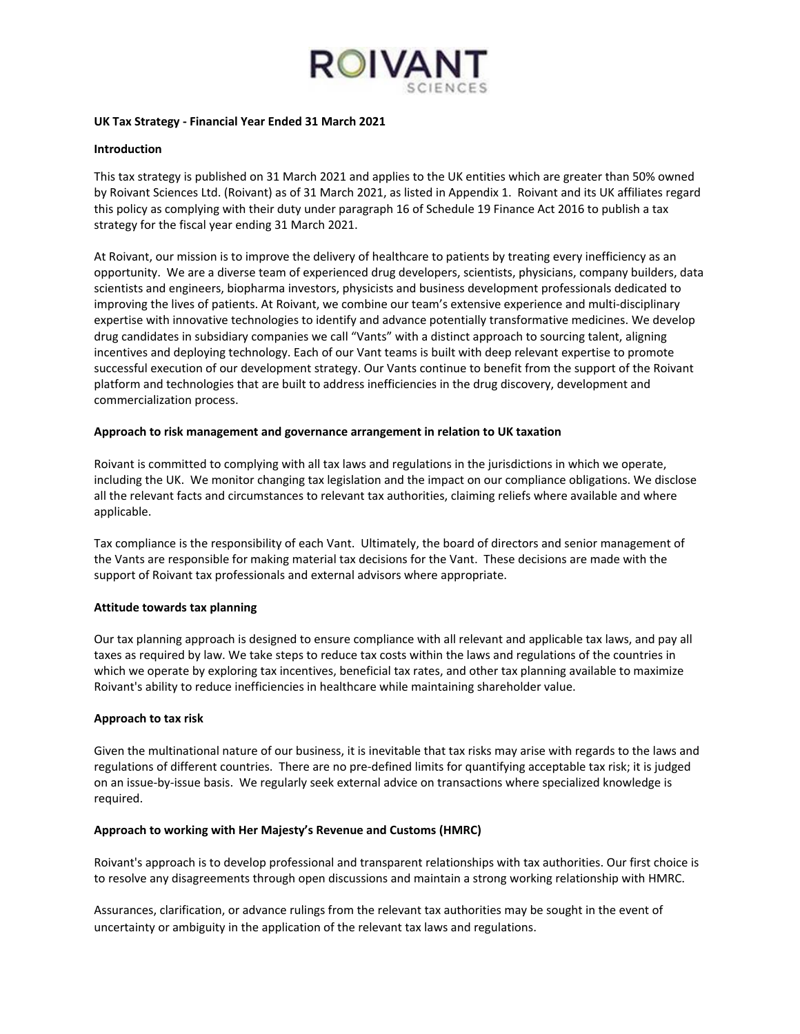**UK Tax Strategy - Financial Year Ended 31 March 2021**

**Introduction**

This tax strategy is published on 31 March 2021 and applies to the UK entities which are greater than 50% owned by Roivant Sciences Ltd. (Roivant) as of 31 March 2021, as listed in Appendix 1. Roivant and its UK affiliates regard this policy as complying with their duty under paragraph 16 of Schedule 19 Finance Act 2016 to publish a tax strategy for the fiscal year ending 31 March 2021.

At Roivant, our mission is to improve the delivery of healthcare to patients by treating every inefficiency as an opportunity. We are a diverse team of experienced drug developers, scientists, physicians, company builders, data scientists and engineers, biopharma investors, physicists and business development professionals dedicated to improving the lives of patients. At Roivant, we combine our team's extensive experience and multi-disciplinary expertise with innovative technologies to identify and advance potentially transformative medicines. We develop drug candidates in subsidiary companies we call "Vants" with a distinct approach to sourcing talent, aligning incentives and deploying technology. Each of our Vant teams is built with deep relevant expertise to promote successful execution of our development strategy. Our Vants continue to benefit from the support of the Roivant platform and technologies that are built to address inefficiencies in the drug discovery, development and commercialization process.

**Approach to risk management and governance arrangement in relation to UK taxation**

Roivant is committed to complying with all tax laws and regulations in the jurisdictions in which we operate, including the UK. We monitor changing tax legislation and the impact on our compliance obligations. We disclose all the relevant facts and circumstances to relevant tax authorities, claiming reliefs where available and where applicable.

Tax compliance is the responsibility of each Vant. Ultimately, the board of directors and senior management of the Vants are responsible for making material tax decisions for the Vant. These decisions are made with the support of Roivant tax professionals and external advisors where appropriate.

**Attitude towards tax planning**

Our tax planning approach is designed to ensure compliance with all relevant and applicable tax laws, and pay all taxes as required by law. We take steps to reduce tax costs within the laws and regulations of the countries in which we operate by exploring tax incentives, beneficial tax rates, and other tax planning available to maximize Roivant's ability to reduce inefficiencies in healthcare while maintaining shareholder value.

**Approach to tax risk**

Given the multinational nature of our business, it is inevitable that tax risks may arise with regards to the laws and regulations of different countries. There are no pre-defined limits for quantifying acceptable tax risk; it is judged on an issue-by-issue basis. We regularly seek external advice on transactions where specialized knowledge is required.

**Approach to working with Her Majesty's Revenue and Customs (HMRC)**

Roivant's approach is to develop professional and transparent relationships with tax authorities. Our first choice is to resolve any disagreements through open discussions and maintain a strong working relationship with HMRC.

Assurances, clarification, or advance rulings from the relevant tax authorities may be sought in the event of uncertainty or ambiguity in the application of the relevant tax laws and regulations.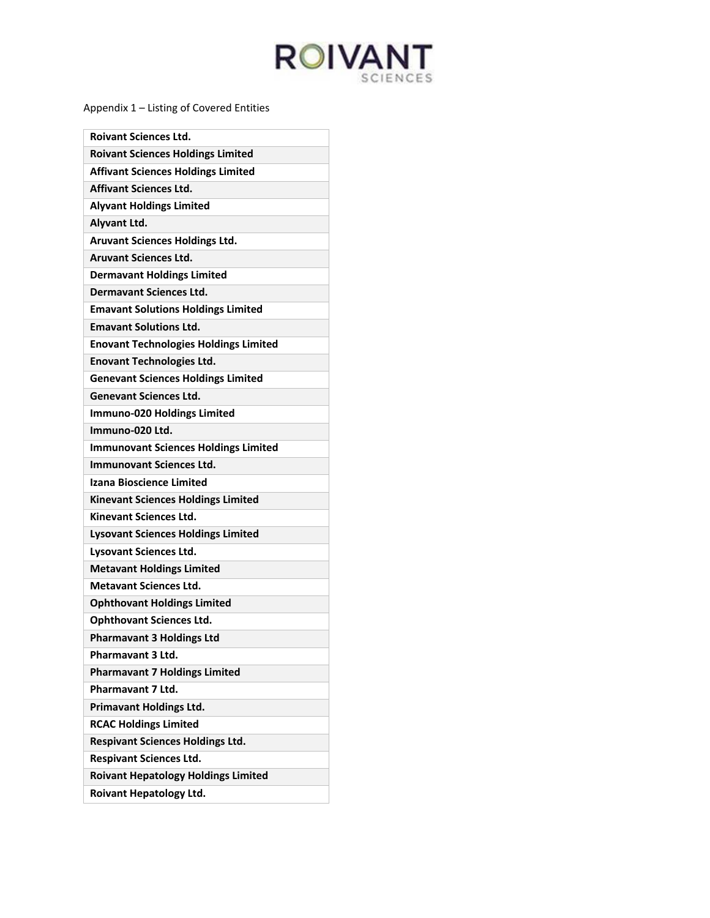Appendix 1 – Listing of Covered Entities

| |
|---|
| **Roivant Sciences Ltd.** |
| **Roivant Sciences Holdings Limited** |
| **Affivant Sciences Holdings Limited** |
| **Affivant Sciences Ltd.** |
| **Alyvant Holdings Limited** |
| **Alyvant Ltd.** |
| **Aruvant Sciences Holdings Ltd.** |
| **Aruvant Sciences Ltd.** |
| **Dermavant Holdings Limited** |
| **Dermavant Sciences Ltd.** |
| **Emavant Solutions Holdings Limited** |
| **Emavant Solutions Ltd.** |
| **Enovant Technologies Holdings Limited** |
| **Enovant Technologies Ltd.** |
| **Genevant Sciences Holdings Limited** |
| **Genevant Sciences Ltd.** |
| **Immuno-020 Holdings Limited** |
| **Immuno-020 Ltd.** |
| **Immunovant Sciences Holdings Limited** |
| **Immunovant Sciences Ltd.** |
| **Izana Bioscience Limited** |
| **Kinevant Sciences Holdings Limited** |
| **Kinevant Sciences Ltd.** |
| **Lysovant Sciences Holdings Limited** |
| **Lysovant Sciences Ltd.** |
| **Metavant Holdings Limited** |
| **Metavant Sciences Ltd.** |
| **Ophthovant Holdings Limited** |
| **Ophthovant Sciences Ltd.** |
| **Pharmavant 3 Holdings Ltd** |
| **Pharmavant 3 Ltd.** |
| **Pharmavant 7 Holdings Limited** |
| **Pharmavant 7 Ltd.** |
| **Primavant Holdings Ltd.** |
| **RCAC Holdings Limited** |
| **Respivant Sciences Holdings Ltd.** |
| **Respivant Sciences Ltd.** |
| **Roivant Hepatology Holdings Limited** |
| **Roivant Hepatology Ltd.** |